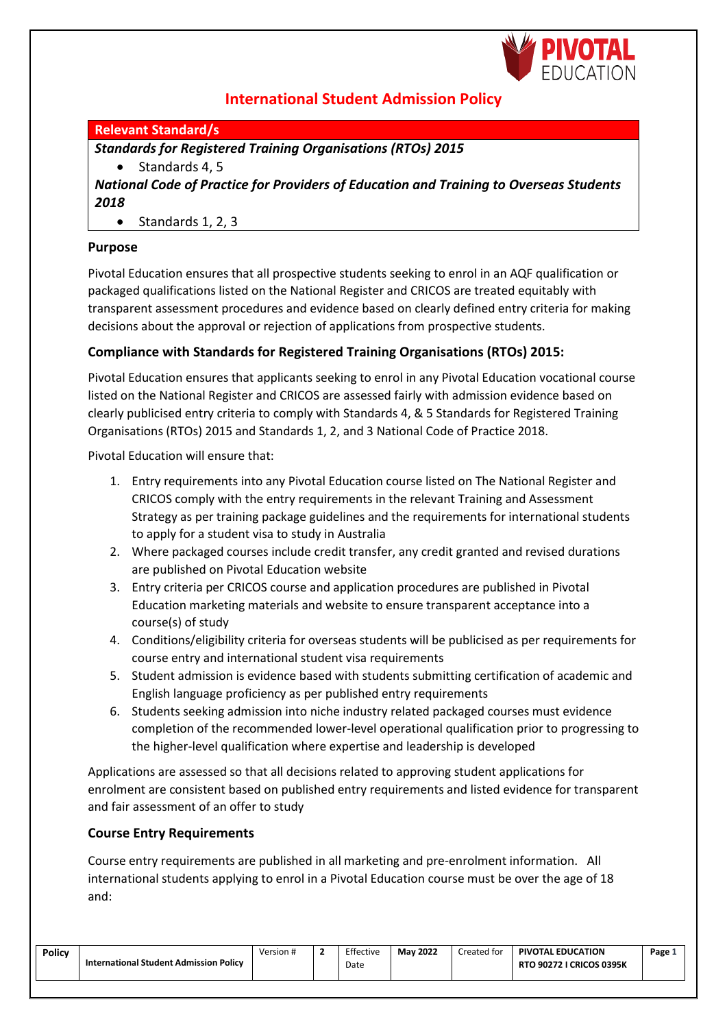# International Student Admission Policy

**Relevant Standard/s**

***Standards for Registered Training Organisations (RTOs) 2015***

- Standards 4, 5

***National Code of Practice for Providers of Education and Training to Overseas Students 2018***

- Standards 1, 2, 3

## Purpose

Pivotal Education ensures that all prospective students seeking to enrol in an AQF qualification or packaged qualifications listed on the National Register and CRICOS are treated equitably with transparent assessment procedures and evidence based on clearly defined entry criteria for making decisions about the approval or rejection of applications from prospective students.

## Compliance with Standards for Registered Training Organisations (RTOs) 2015:

Pivotal Education ensures that applicants seeking to enrol in any Pivotal Education vocational course listed on the National Register and CRICOS are assessed fairly with admission evidence based on clearly publicised entry criteria to comply with Standards 4, & 5 Standards for Registered Training Organisations (RTOs) 2015 and Standards 1, 2, and 3 National Code of Practice 2018.

Pivotal Education will ensure that:

1. Entry requirements into any Pivotal Education course listed on The National Register and CRICOS comply with the entry requirements in the relevant Training and Assessment Strategy as per training package guidelines and the requirements for international students to apply for a student visa to study in Australia
2. Where packaged courses include credit transfer, any credit granted and revised durations are published on Pivotal Education website
3. Entry criteria per CRICOS course and application procedures are published in Pivotal Education marketing materials and website to ensure transparent acceptance into a course(s) of study
4. Conditions/eligibility criteria for overseas students will be publicised as per requirements for course entry and international student visa requirements
5. Student admission is evidence based with students submitting certification of academic and English language proficiency as per published entry requirements
6. Students seeking admission into niche industry related packaged courses must evidence completion of the recommended lower-level operational qualification prior to progressing to the higher-level qualification where expertise and leadership is developed

Applications are assessed so that all decisions related to approving student applications for enrolment are consistent based on published entry requirements and listed evidence for transparent and fair assessment of an offer to study

## Course Entry Requirements

Course entry requirements are published in all marketing and pre-enrolment information. All international students applying to enrol in a Pivotal Education course must be over the age of 18 and: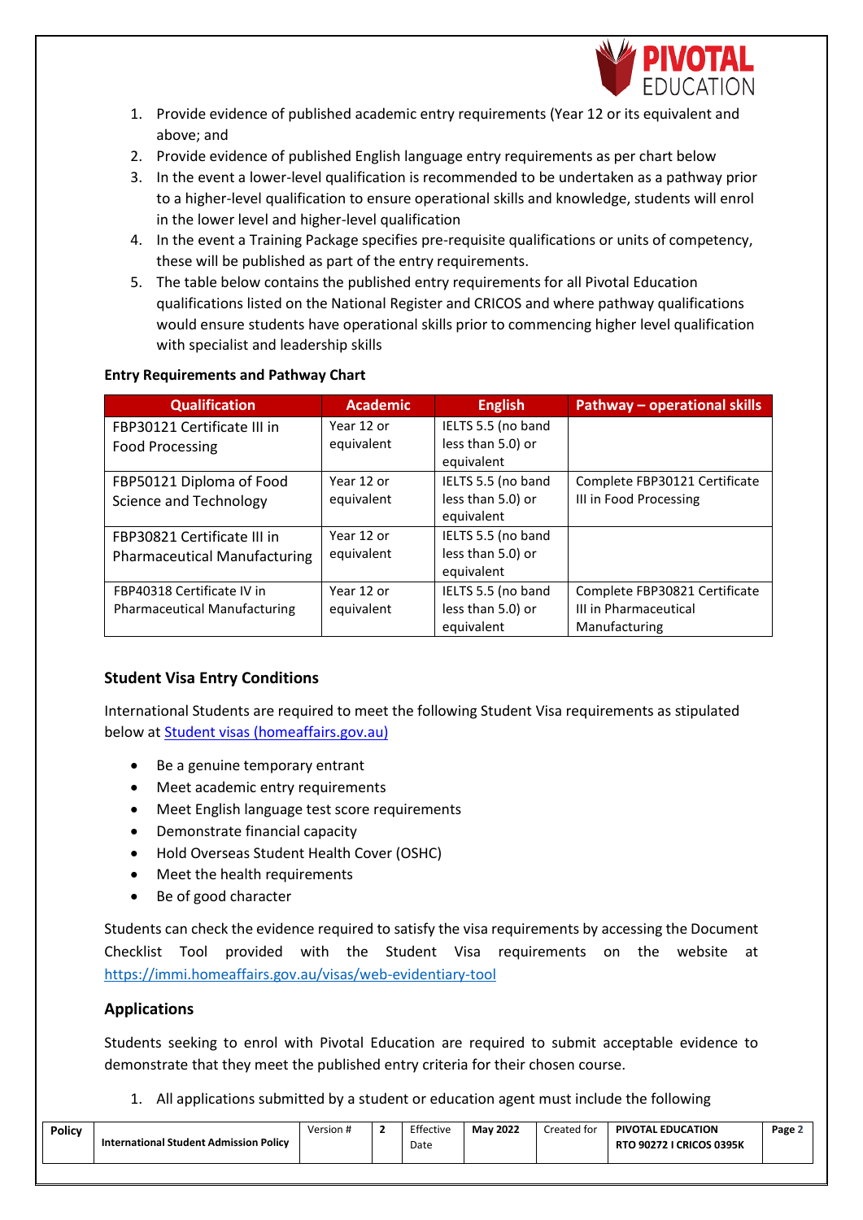1. Provide evidence of published academic entry requirements (Year 12 or its equivalent and above; and
2. Provide evidence of published English language entry requirements as per chart below
3. In the event a lower-level qualification is recommended to be undertaken as a pathway prior to a higher-level qualification to ensure operational skills and knowledge, students will enrol in the lower level and higher-level qualification
4. In the event a Training Package specifies pre-requisite qualifications or units of competency, these will be published as part of the entry requirements.
5. The table below contains the published entry requirements for all Pivotal Education qualifications listed on the National Register and CRICOS and where pathway qualifications would ensure students have operational skills prior to commencing higher level qualification with specialist and leadership skills

**Entry Requirements and Pathway Chart**

| Qualification | Academic | English | Pathway – operational skills |
|---|---|---|---|
| FBP30121 Certificate III in Food Processing | Year 12 or equivalent | IELTS 5.5 (no band less than 5.0) or equivalent | |
| FBP50121 Diploma of Food Science and Technology | Year 12 or equivalent | IELTS 5.5 (no band less than 5.0) or equivalent | Complete FBP30121 Certificate III in Food Processing |
| FBP30821 Certificate III in Pharmaceutical Manufacturing | Year 12 or equivalent | IELTS 5.5 (no band less than 5.0) or equivalent | |
| FBP40318 Certificate IV in Pharmaceutical Manufacturing | Year 12 or equivalent | IELTS 5.5 (no band less than 5.0) or equivalent | Complete FBP30821 Certificate III in Pharmaceutical Manufacturing |

## Student Visa Entry Conditions

International Students are required to meet the following Student Visa requirements as stipulated below at Student visas (homeaffairs.gov.au)

- Be a genuine temporary entrant
- Meet academic entry requirements
- Meet English language test score requirements
- Demonstrate financial capacity
- Hold Overseas Student Health Cover (OSHC)
- Meet the health requirements
- Be of good character

Students can check the evidence required to satisfy the visa requirements by accessing the Document Checklist Tool provided with the Student Visa requirements on the website at https://immi.homeaffairs.gov.au/visas/web-evidentiary-tool

## Applications

Students seeking to enrol with Pivotal Education are required to submit acceptable evidence to demonstrate that they meet the published entry criteria for their chosen course.

1. All applications submitted by a student or education agent must include the following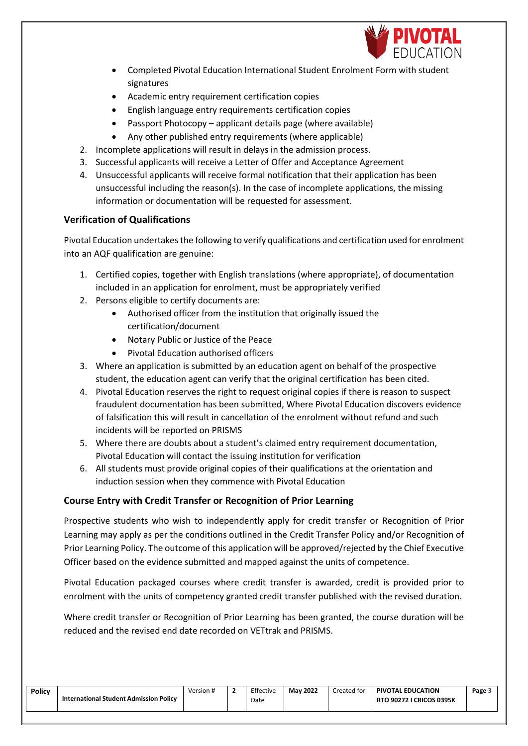- Completed Pivotal Education International Student Enrolment Form with student signatures
- Academic entry requirement certification copies
- English language entry requirements certification copies
- Passport Photocopy – applicant details page (where available)
- Any other published entry requirements (where applicable)

2. Incomplete applications will result in delays in the admission process.
3. Successful applicants will receive a Letter of Offer and Acceptance Agreement
4. Unsuccessful applicants will receive formal notification that their application has been unsuccessful including the reason(s). In the case of incomplete applications, the missing information or documentation will be requested for assessment.

### Verification of Qualifications

Pivotal Education undertakes the following to verify qualifications and certification used for enrolment into an AQF qualification are genuine:

1. Certified copies, together with English translations (where appropriate), of documentation included in an application for enrolment, must be appropriately verified
2. Persons eligible to certify documents are:
   - Authorised officer from the institution that originally issued the certification/document
   - Notary Public or Justice of the Peace
   - Pivotal Education authorised officers
3. Where an application is submitted by an education agent on behalf of the prospective student, the education agent can verify that the original certification has been cited.
4. Pivotal Education reserves the right to request original copies if there is reason to suspect fraudulent documentation has been submitted, Where Pivotal Education discovers evidence of falsification this will result in cancellation of the enrolment without refund and such incidents will be reported on PRISMS
5. Where there are doubts about a student's claimed entry requirement documentation, Pivotal Education will contact the issuing institution for verification
6. All students must provide original copies of their qualifications at the orientation and induction session when they commence with Pivotal Education

### Course Entry with Credit Transfer or Recognition of Prior Learning

Prospective students who wish to independently apply for credit transfer or Recognition of Prior Learning may apply as per the conditions outlined in the Credit Transfer Policy and/or Recognition of Prior Learning Policy. The outcome of this application will be approved/rejected by the Chief Executive Officer based on the evidence submitted and mapped against the units of competence.

Pivotal Education packaged courses where credit transfer is awarded, credit is provided prior to enrolment with the units of competency granted credit transfer published with the revised duration.

Where credit transfer or Recognition of Prior Learning has been granted, the course duration will be reduced and the revised end date recorded on VETtrak and PRISMS.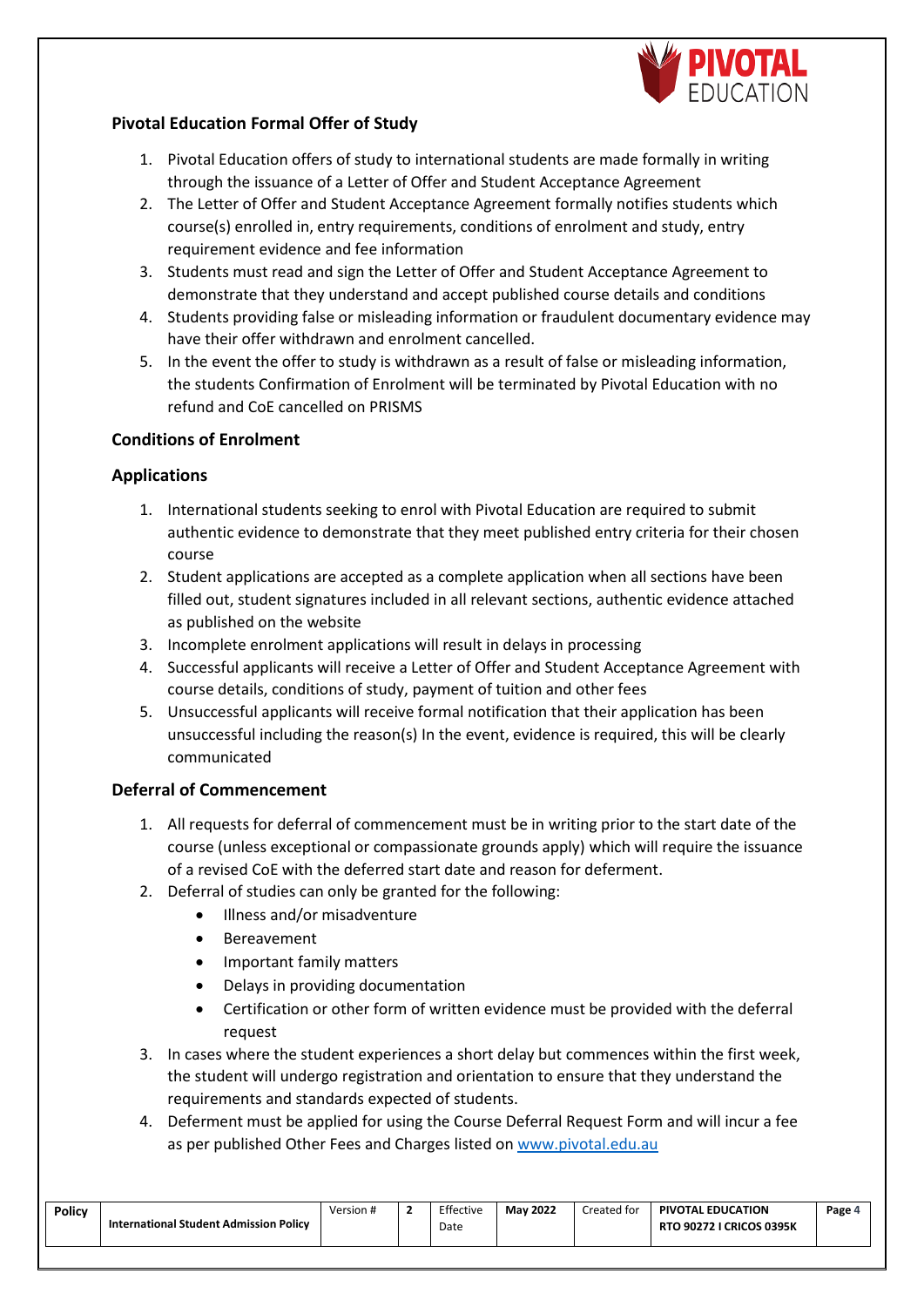## Pivotal Education Formal Offer of Study

1. Pivotal Education offers of study to international students are made formally in writing through the issuance of a Letter of Offer and Student Acceptance Agreement
2. The Letter of Offer and Student Acceptance Agreement formally notifies students which course(s) enrolled in, entry requirements, conditions of enrolment and study, entry requirement evidence and fee information
3. Students must read and sign the Letter of Offer and Student Acceptance Agreement to demonstrate that they understand and accept published course details and conditions
4. Students providing false or misleading information or fraudulent documentary evidence may have their offer withdrawn and enrolment cancelled.
5. In the event the offer to study is withdrawn as a result of false or misleading information, the students Confirmation of Enrolment will be terminated by Pivotal Education with no refund and CoE cancelled on PRISMS

## Conditions of Enrolment

### Applications

1. International students seeking to enrol with Pivotal Education are required to submit authentic evidence to demonstrate that they meet published entry criteria for their chosen course
2. Student applications are accepted as a complete application when all sections have been filled out, student signatures included in all relevant sections, authentic evidence attached as published on the website
3. Incomplete enrolment applications will result in delays in processing
4. Successful applicants will receive a Letter of Offer and Student Acceptance Agreement with course details, conditions of study, payment of tuition and other fees
5. Unsuccessful applicants will receive formal notification that their application has been unsuccessful including the reason(s) In the event, evidence is required, this will be clearly communicated

### Deferral of Commencement

1. All requests for deferral of commencement must be in writing prior to the start date of the course (unless exceptional or compassionate grounds apply) which will require the issuance of a revised CoE with the deferred start date and reason for deferment.
2. Deferral of studies can only be granted for the following:
   - Illness and/or misadventure
   - Bereavement
   - Important family matters
   - Delays in providing documentation
   - Certification or other form of written evidence must be provided with the deferral request
3. In cases where the student experiences a short delay but commences within the first week, the student will undergo registration and orientation to ensure that they understand the requirements and standards expected of students.
4. Deferment must be applied for using the Course Deferral Request Form and will incur a fee as per published Other Fees and Charges listed on www.pivotal.edu.au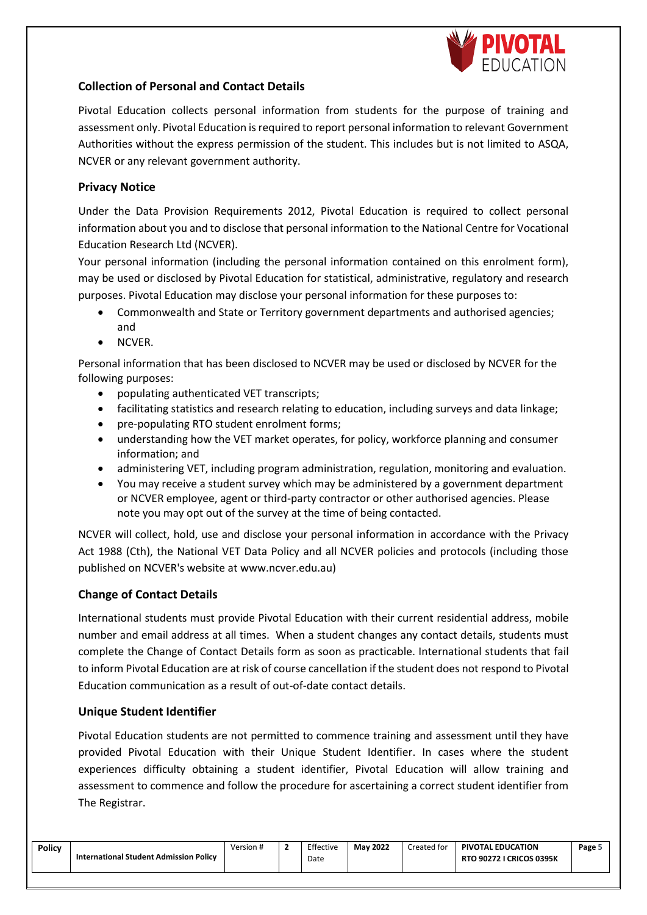## Collection of Personal and Contact Details

Pivotal Education collects personal information from students for the purpose of training and assessment only. Pivotal Education is required to report personal information to relevant Government Authorities without the express permission of the student. This includes but is not limited to ASQA, NCVER or any relevant government authority.

## Privacy Notice

Under the Data Provision Requirements 2012, Pivotal Education is required to collect personal information about you and to disclose that personal information to the National Centre for Vocational Education Research Ltd (NCVER).

Your personal information (including the personal information contained on this enrolment form), may be used or disclosed by Pivotal Education for statistical, administrative, regulatory and research purposes. Pivotal Education may disclose your personal information for these purposes to:

- Commonwealth and State or Territory government departments and authorised agencies; and
- NCVER.

Personal information that has been disclosed to NCVER may be used or disclosed by NCVER for the following purposes:

- populating authenticated VET transcripts;
- facilitating statistics and research relating to education, including surveys and data linkage;
- pre-populating RTO student enrolment forms;
- understanding how the VET market operates, for policy, workforce planning and consumer information; and
- administering VET, including program administration, regulation, monitoring and evaluation.
- You may receive a student survey which may be administered by a government department or NCVER employee, agent or third-party contractor or other authorised agencies. Please note you may opt out of the survey at the time of being contacted.

NCVER will collect, hold, use and disclose your personal information in accordance with the Privacy Act 1988 (Cth), the National VET Data Policy and all NCVER policies and protocols (including those published on NCVER's website at www.ncver.edu.au)

## Change of Contact Details

International students must provide Pivotal Education with their current residential address, mobile number and email address at all times. When a student changes any contact details, students must complete the Change of Contact Details form as soon as practicable. International students that fail to inform Pivotal Education are at risk of course cancellation if the student does not respond to Pivotal Education communication as a result of out-of-date contact details.

## Unique Student Identifier

Pivotal Education students are not permitted to commence training and assessment until they have provided Pivotal Education with their Unique Student Identifier. In cases where the student experiences difficulty obtaining a student identifier, Pivotal Education will allow training and assessment to commence and follow the procedure for ascertaining a correct student identifier from The Registrar.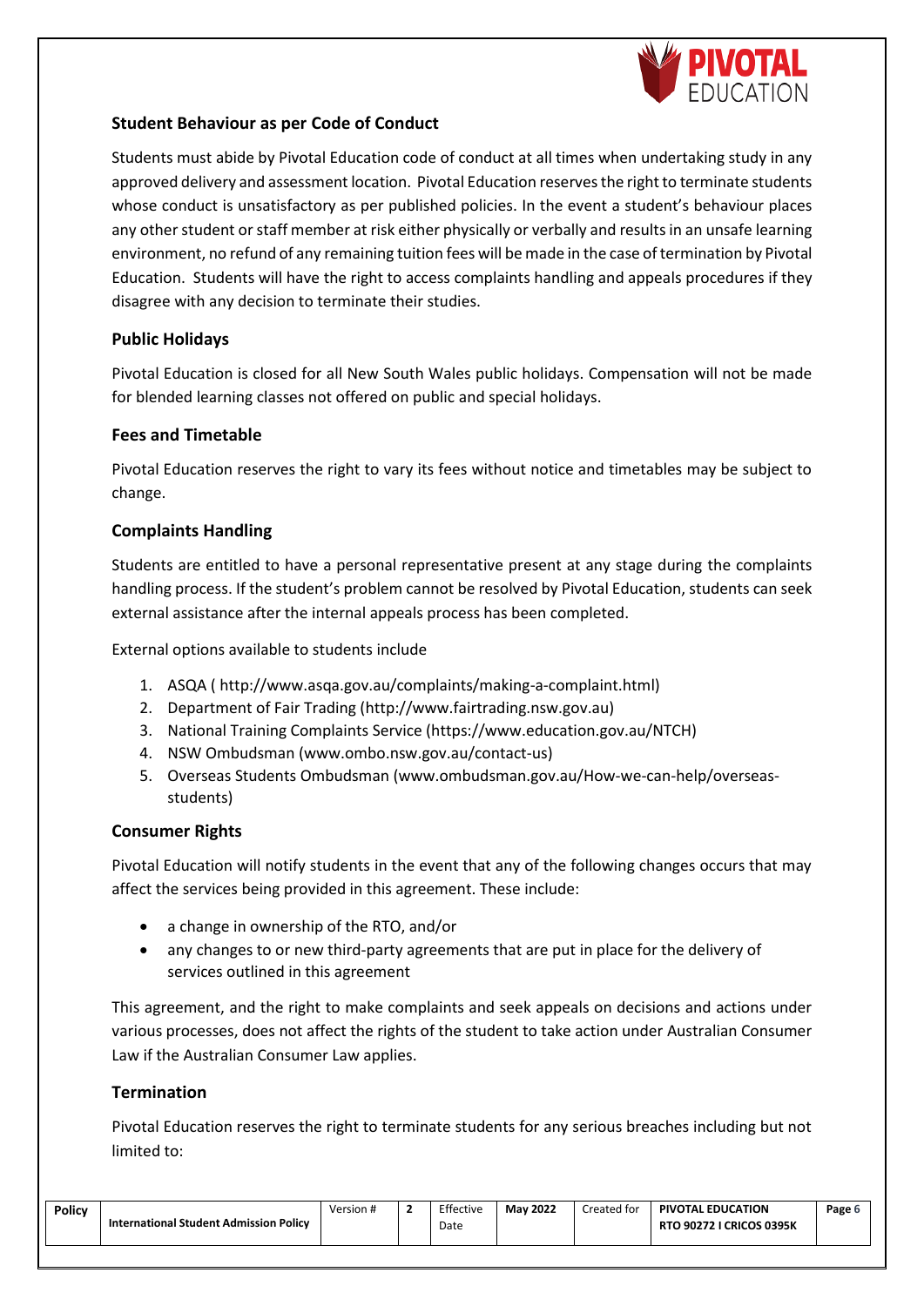## Student Behaviour as per Code of Conduct

Students must abide by Pivotal Education code of conduct at all times when undertaking study in any approved delivery and assessment location. Pivotal Education reserves the right to terminate students whose conduct is unsatisfactory as per published policies. In the event a student's behaviour places any other student or staff member at risk either physically or verbally and results in an unsafe learning environment, no refund of any remaining tuition fees will be made in the case of termination by Pivotal Education. Students will have the right to access complaints handling and appeals procedures if they disagree with any decision to terminate their studies.

## Public Holidays

Pivotal Education is closed for all New South Wales public holidays. Compensation will not be made for blended learning classes not offered on public and special holidays.

## Fees and Timetable

Pivotal Education reserves the right to vary its fees without notice and timetables may be subject to change.

## Complaints Handling

Students are entitled to have a personal representative present at any stage during the complaints handling process. If the student's problem cannot be resolved by Pivotal Education, students can seek external assistance after the internal appeals process has been completed.

External options available to students include

1. ASQA ( http://www.asqa.gov.au/complaints/making-a-complaint.html)
2. Department of Fair Trading (http://www.fairtrading.nsw.gov.au)
3. National Training Complaints Service (https://www.education.gov.au/NTCH)
4. NSW Ombudsman (www.ombo.nsw.gov.au/contact-us)
5. Overseas Students Ombudsman (www.ombudsman.gov.au/How-we-can-help/overseas-students)

## Consumer Rights

Pivotal Education will notify students in the event that any of the following changes occurs that may affect the services being provided in this agreement. These include:

- a change in ownership of the RTO, and/or
- any changes to or new third-party agreements that are put in place for the delivery of services outlined in this agreement

This agreement, and the right to make complaints and seek appeals on decisions and actions under various processes, does not affect the rights of the student to take action under Australian Consumer Law if the Australian Consumer Law applies.

## Termination

Pivotal Education reserves the right to terminate students for any serious breaches including but not limited to: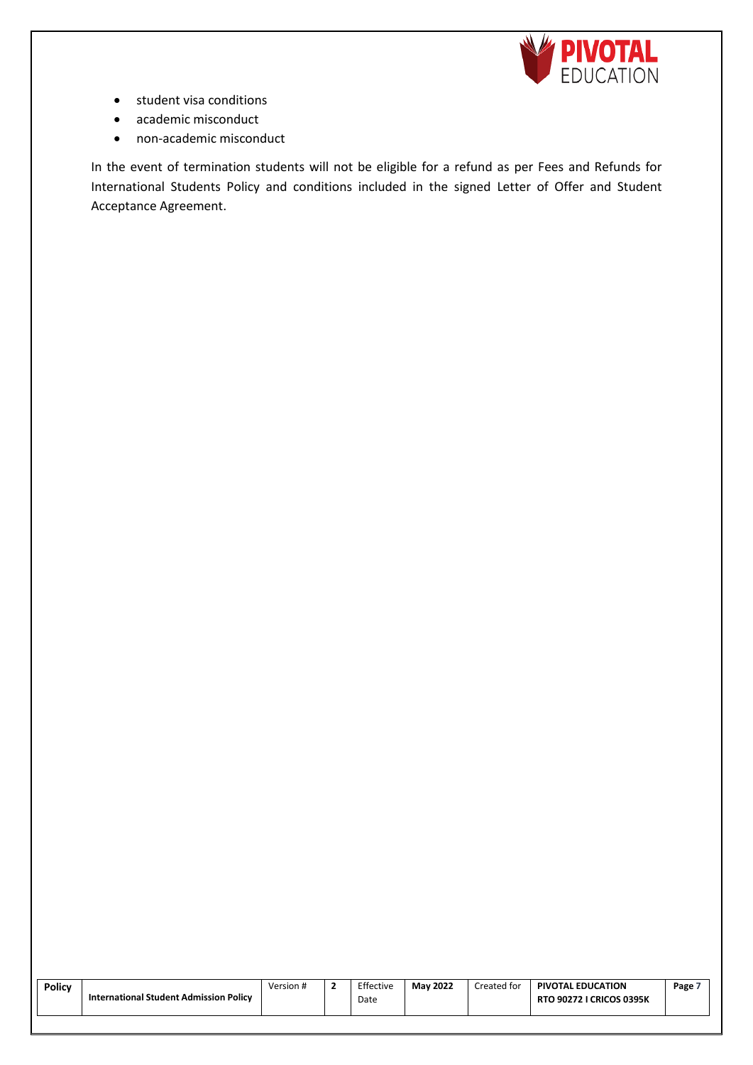- student visa conditions
- academic misconduct
- non-academic misconduct

In the event of termination students will not be eligible for a refund as per Fees and Refunds for International Students Policy and conditions included in the signed Letter of Offer and Student Acceptance Agreement.